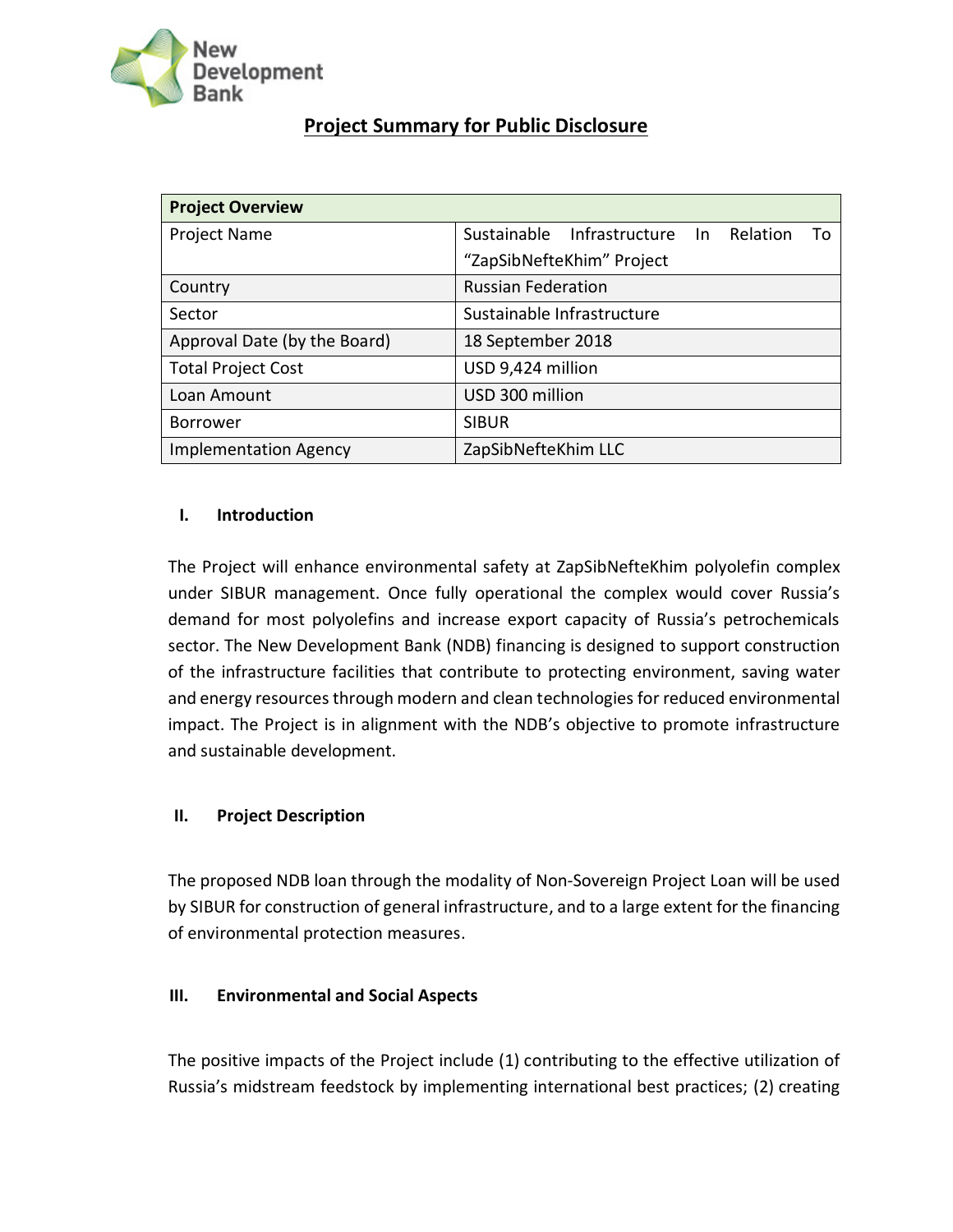# Project Summary for Public Disclosure

| Project Overview | |
|---|---|
| Project Name | Sustainable Infrastructure In Relation To “ZapSibNefteKhim” Project |
| Country | Russian Federation |
| Sector | Sustainable Infrastructure |
| Approval Date (by the Board) | 18 September 2018 |
| Total Project Cost | USD 9,424 million |
| Loan Amount | USD 300 million |
| Borrower | SIBUR |
| Implementation Agency | ZapSibNefteKhim LLC |

## I. Introduction

The Project will enhance environmental safety at ZapSibNefteKhim polyolefin complex under SIBUR management. Once fully operational the complex would cover Russia’s demand for most polyolefins and increase export capacity of Russia’s petrochemicals sector. The New Development Bank (NDB) financing is designed to support construction of the infrastructure facilities that contribute to protecting environment, saving water and energy resources through modern and clean technologies for reduced environmental impact. The Project is in alignment with the NDB’s objective to promote infrastructure and sustainable development.

## II. Project Description

The proposed NDB loan through the modality of Non-Sovereign Project Loan will be used by SIBUR for construction of general infrastructure, and to a large extent for the financing of environmental protection measures.

## III. Environmental and Social Aspects

The positive impacts of the Project include (1) contributing to the effective utilization of Russia’s midstream feedstock by implementing international best practices; (2) creating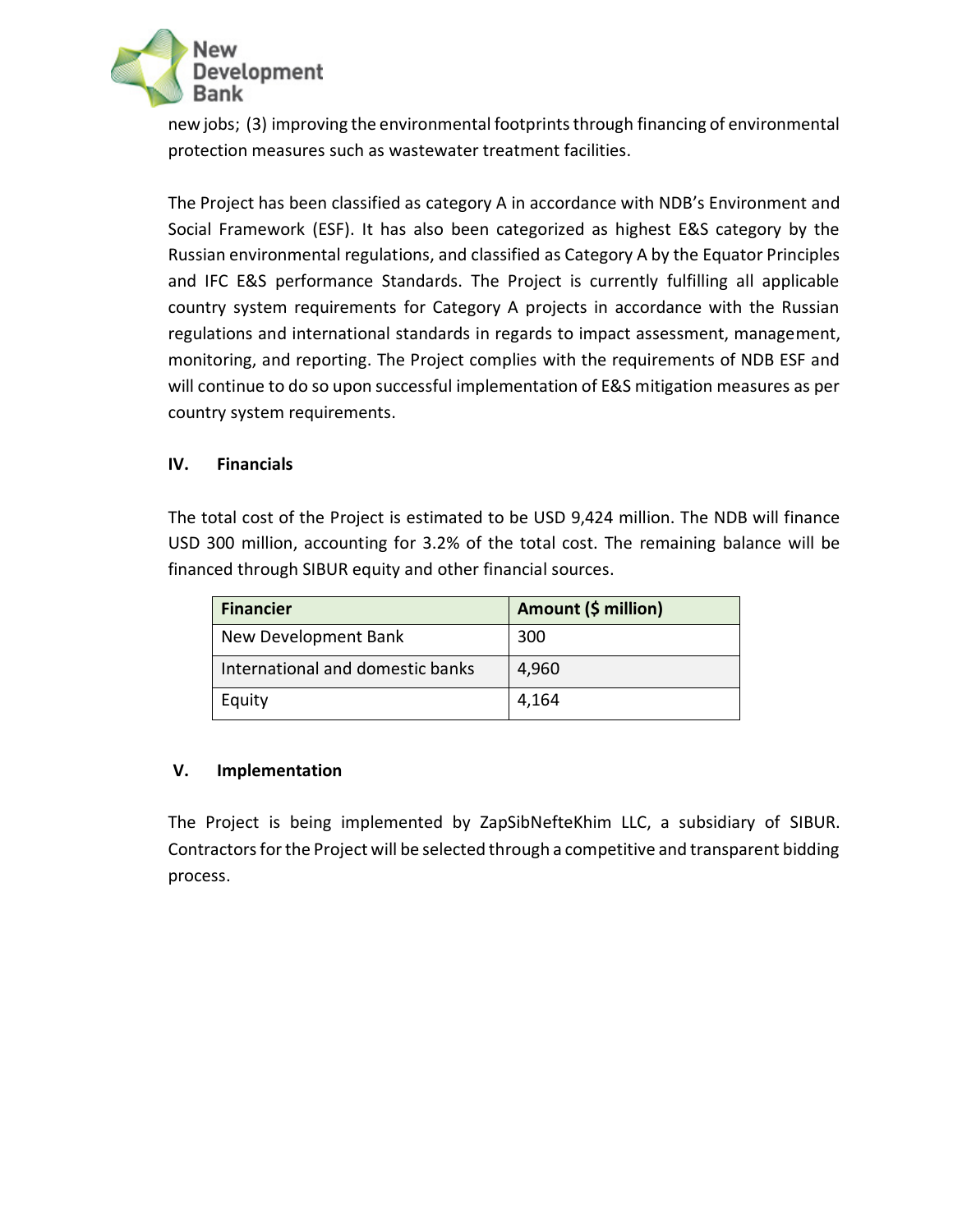new jobs; (3) improving the environmental footprints through financing of environmental protection measures such as wastewater treatment facilities.

The Project has been classified as category A in accordance with NDB's Environment and Social Framework (ESF). It has also been categorized as highest E&S category by the Russian environmental regulations, and classified as Category A by the Equator Principles and IFC E&S performance Standards. The Project is currently fulfilling all applicable country system requirements for Category A projects in accordance with the Russian regulations and international standards in regards to impact assessment, management, monitoring, and reporting. The Project complies with the requirements of NDB ESF and will continue to do so upon successful implementation of E&S mitigation measures as per country system requirements.

## IV. Financials

The total cost of the Project is estimated to be USD 9,424 million. The NDB will finance USD 300 million, accounting for 3.2% of the total cost. The remaining balance will be financed through SIBUR equity and other financial sources.

| Financier | Amount ($ million) |
|---|---|
| New Development Bank | 300 |
| International and domestic banks | 4,960 |
| Equity | 4,164 |

## V. Implementation

The Project is being implemented by ZapSibNefteKhim LLC, a subsidiary of SIBUR. Contractors for the Project will be selected through a competitive and transparent bidding process.